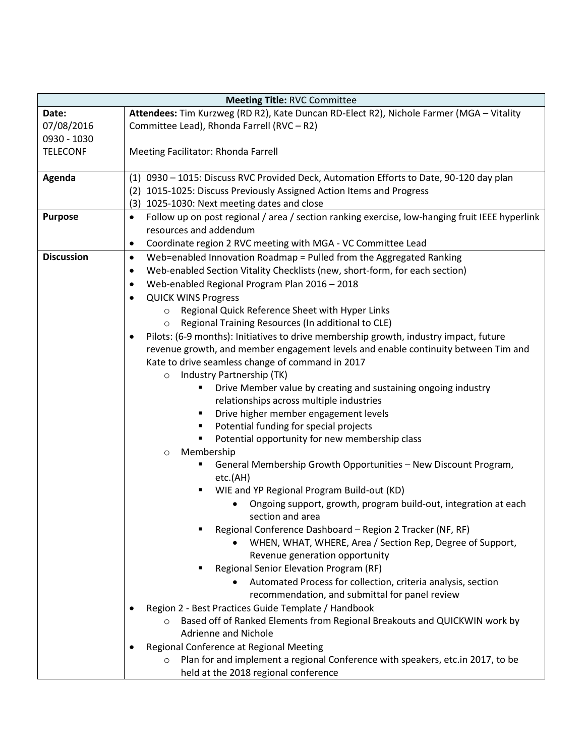| **Meeting Title:** RVC Committee | |
|---|---|
| **Date:**<br>07/08/2016<br>0930 - 1030<br>TELECONF | **Attendees:** Tim Kurzweg (RD R2), Kate Duncan RD-Elect R2), Nichole Farmer (MGA – Vitality Committee Lead), Rhonda Farrell (RVC – R2)<br><br>Meeting Facilitator: Rhonda Farrell |
| **Agenda** | (1) 0930 – 1015: Discuss RVC Provided Deck, Automation Efforts to Date, 90-120 day plan<br>(2) 1015-1025: Discuss Previously Assigned Action Items and Progress<br>(3) 1025-1030: Next meeting dates and close |
| **Purpose** | • Follow up on post regional / area / section ranking exercise, low-hanging fruit IEEE hyperlink resources and addendum<br>• Coordinate region 2 RVC meeting with MGA - VC Committee Lead |
| **Discussion** | • Web=enabled Innovation Roadmap = Pulled from the Aggregated Ranking<br>• Web-enabled Section Vitality Checklists (new, short-form, for each section)<br>• Web-enabled Regional Program Plan 2016 – 2018<br>• QUICK WINS Progress<br>&nbsp;&nbsp;&nbsp;&nbsp;o Regional Quick Reference Sheet with Hyper Links<br>&nbsp;&nbsp;&nbsp;&nbsp;o Regional Training Resources (In additional to CLE)<br>• Pilots: (6-9 months): Initiatives to drive membership growth, industry impact, future revenue growth, and member engagement levels and enable continuity between Tim and Kate to drive seamless change of command in 2017<br>&nbsp;&nbsp;&nbsp;&nbsp;o Industry Partnership (TK)<br>&nbsp;&nbsp;&nbsp;&nbsp;&nbsp;&nbsp;&nbsp;&nbsp;▪ Drive Member value by creating and sustaining ongoing industry relationships across multiple industries<br>&nbsp;&nbsp;&nbsp;&nbsp;&nbsp;&nbsp;&nbsp;&nbsp;▪ Drive higher member engagement levels<br>&nbsp;&nbsp;&nbsp;&nbsp;&nbsp;&nbsp;&nbsp;&nbsp;▪ Potential funding for special projects<br>&nbsp;&nbsp;&nbsp;&nbsp;&nbsp;&nbsp;&nbsp;&nbsp;▪ Potential opportunity for new membership class<br>&nbsp;&nbsp;&nbsp;&nbsp;o Membership<br>&nbsp;&nbsp;&nbsp;&nbsp;&nbsp;&nbsp;&nbsp;&nbsp;▪ General Membership Growth Opportunities – New Discount Program, etc.(AH)<br>&nbsp;&nbsp;&nbsp;&nbsp;&nbsp;&nbsp;&nbsp;&nbsp;▪ WIE and YP Regional Program Build-out (KD)<br>&nbsp;&nbsp;&nbsp;&nbsp;&nbsp;&nbsp;&nbsp;&nbsp;&nbsp;&nbsp;&nbsp;&nbsp;• Ongoing support, growth, program build-out, integration at each section and area<br>&nbsp;&nbsp;&nbsp;&nbsp;&nbsp;&nbsp;&nbsp;&nbsp;▪ Regional Conference Dashboard – Region 2 Tracker (NF, RF)<br>&nbsp;&nbsp;&nbsp;&nbsp;&nbsp;&nbsp;&nbsp;&nbsp;&nbsp;&nbsp;&nbsp;&nbsp;• WHEN, WHAT, WHERE, Area / Section Rep, Degree of Support, Revenue generation opportunity<br>&nbsp;&nbsp;&nbsp;&nbsp;&nbsp;&nbsp;&nbsp;&nbsp;▪ Regional Senior Elevation Program (RF)<br>&nbsp;&nbsp;&nbsp;&nbsp;&nbsp;&nbsp;&nbsp;&nbsp;&nbsp;&nbsp;&nbsp;&nbsp;• Automated Process for collection, criteria analysis, section recommendation, and submittal for panel review<br>• Region 2 - Best Practices Guide Template / Handbook<br>&nbsp;&nbsp;&nbsp;&nbsp;o Based off of Ranked Elements from Regional Breakouts and QUICKWIN work by Adrienne and Nichole<br>• Regional Conference at Regional Meeting<br>&nbsp;&nbsp;&nbsp;&nbsp;o Plan for and implement a regional Conference with speakers, etc.in 2017, to be held at the 2018 regional conference |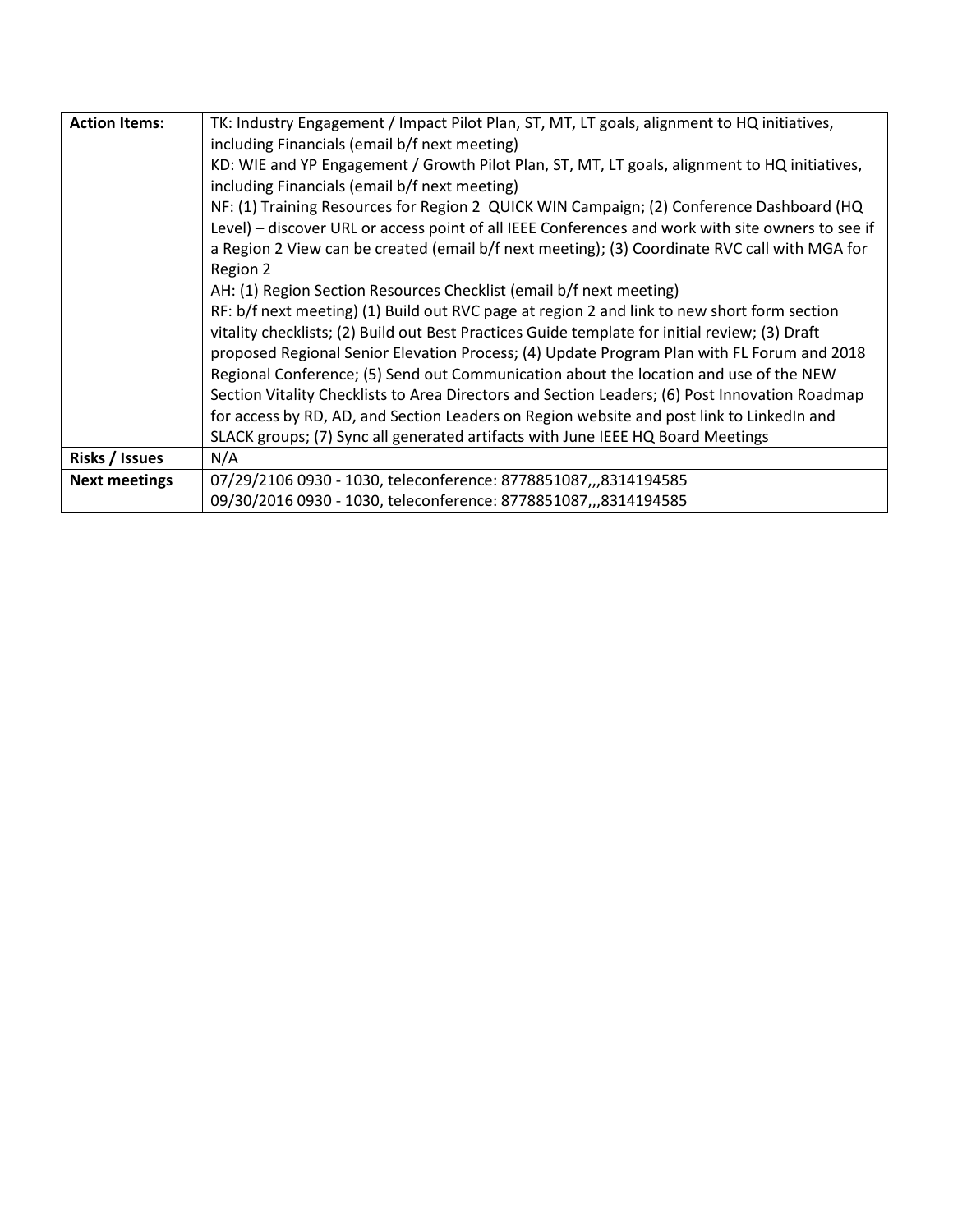| | |
|---|---|
| **Action Items:** | TK: Industry Engagement / Impact Pilot Plan, ST, MT, LT goals, alignment to HQ initiatives, including Financials (email b/f next meeting)<br>KD: WIE and YP Engagement / Growth Pilot Plan, ST, MT, LT goals, alignment to HQ initiatives, including Financials (email b/f next meeting)<br>NF: (1) Training Resources for Region 2 QUICK WIN Campaign; (2) Conference Dashboard (HQ Level) – discover URL or access point of all IEEE Conferences and work with site owners to see if a Region 2 View can be created (email b/f next meeting); (3) Coordinate RVC call with MGA for Region 2<br>AH: (1) Region Section Resources Checklist (email b/f next meeting)<br>RF: b/f next meeting) (1) Build out RVC page at region 2 and link to new short form section vitality checklists; (2) Build out Best Practices Guide template for initial review; (3) Draft proposed Regional Senior Elevation Process; (4) Update Program Plan with FL Forum and 2018 Regional Conference; (5) Send out Communication about the location and use of the NEW Section Vitality Checklists to Area Directors and Section Leaders; (6) Post Innovation Roadmap for access by RD, AD, and Section Leaders on Region website and post link to LinkedIn and SLACK groups; (7) Sync all generated artifacts with June IEEE HQ Board Meetings |
| **Risks / Issues** | N/A |
| **Next meetings** | 07/29/2106 0930 - 1030, teleconference: 8778851087,,,8314194585<br>09/30/2016 0930 - 1030, teleconference: 8778851087,,,8314194585 |